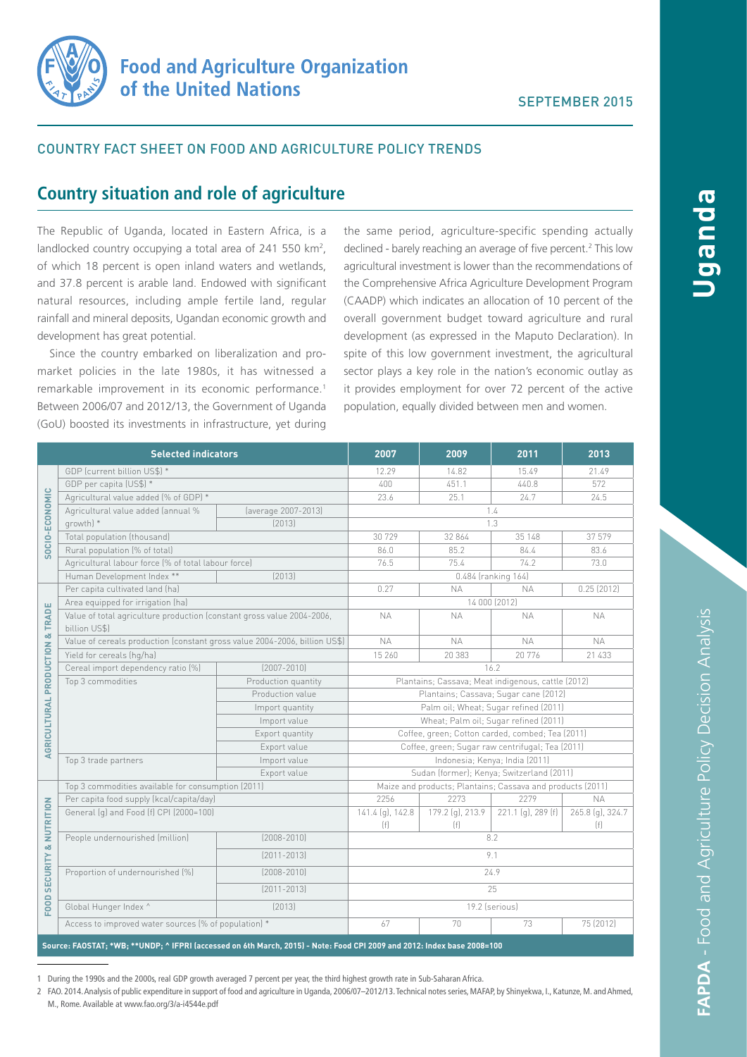# Food and Agriculture Organization of the United Nations

SEPTEMBER 2015

COUNTRY FACT SHEET ON FOOD AND AGRICULTURE POLICY TRENDS

## Country situation and role of agriculture

The Republic of Uganda, located in Eastern Africa, is a landlocked country occupying a total area of 241 550 km$^2$, of which 18 percent is open inland waters and wetlands, and 37.8 percent is arable land. Endowed with significant natural resources, including ample fertile land, regular rainfall and mineral deposits, Ugandan economic growth and development has great potential.

Since the country embarked on liberalization and pro-market policies in the late 1980s, it has witnessed a remarkable improvement in its economic performance.[1] Between 2006/07 and 2012/13, the Government of Uganda (GoU) boosted its investments in infrastructure, yet during the same period, agriculture-specific spending actually declined - barely reaching an average of five percent.[2] This low agricultural investment is lower than the recommendations of the Comprehensive Africa Agriculture Development Program (CAADP) which indicates an allocation of 10 percent of the overall government budget toward agriculture and rural development (as expressed in the Maputo Declaration). In spite of this low government investment, the agricultural sector plays a key role in the nation's economic outlay as it provides employment for over 72 percent of the active population, equally divided between men and women.

| | Selected indicators | | 2007 | 2009 | 2011 | 2013 |
|---|---|---|---|---|---|---|
| SOCIO-ECONOMIC | GDP (current billion US$) * | | 12.29 | 14.82 | 15.49 | 21.49 |
| | GDP per capita (US$) * | | 400 | 451.1 | 440.8 | 572 |
| | Agricultural value added (% of GDP) * | | 23.6 | 25.1 | 24.7 | 24.5 |
| | Agricultural value added (annual % growth) * | (average 2007-2013) | 1.4 | | | |
| | | (2013) | 1.3 | | | |
| | Total population (thousand) | | 30 729 | 32 864 | 35 148 | 37 579 |
| | Rural population (% of total) | | 86.0 | 85.2 | 84.4 | 83.6 |
| | Agricultural labour force (% of total labour force) | | 76.5 | 75.4 | 74.2 | 73.0 |
| | Human Development Index ** | (2013) | 0.484 (ranking 164) | | | |
| AGRICULTURAL PRODUCTION & TRADE | Per capita cultivated land (ha) | | 0.27 | NA | NA | 0.25 (2012) |
| | Area equipped for irrigation (ha) | | 14 000 (2012) | | | |
| | Value of total agriculture production (constant gross value 2004-2006, billion US$) | | NA | NA | NA | NA |
| | Value of cereals production (constant gross value 2004-2006, billion US$) | | NA | NA | NA | NA |
| | Yield for cereals (hg/ha) | | 15 260 | 20 383 | 20 776 | 21 433 |
| | Cereal import dependency ratio (%) | (2007-2010) | 16.2 | | | |
| | Top 3 commodities | Production quantity | Plantains; Cassava; Meat indigenous, cattle (2012) | | | |
| | | Production value | Plantains; Cassava; Sugar cane (2012) | | | |
| | | Import quantity | Palm oil; Wheat; Sugar refined (2011) | | | |
| | | Import value | Wheat; Palm oil; Sugar refined (2011) | | | |
| | | Export quantity | Coffee, green; Cotton carded, combed; Tea (2011) | | | |
| | | Export value | Coffee, green; Sugar raw centrifugal; Tea (2011) | | | |
| | Top 3 trade partners | Import value | Indonesia; Kenya; India (2011) | | | |
| | | Export value | Sudan (former); Kenya; Switzerland (2011) | | | |
| FOOD SECURITY & NUTRITION | Top 3 commodities available for consumption (2011) | | Maize and products; Plantains; Cassava and products (2011) | | | |
| | Per capita food supply (kcal/capita/day) | | 2256 | 2273 | 2279 | NA |
| | General (g) and Food (f) CPI (2000=100) | | 141.4 (g), 142.8 (f) | 179.2 (g), 213.9 (f) | 221.1 (g), 289 (f) | 265.8 (g), 324.7 (f) |
| | People undernourished (million) | (2008-2010) | 8.2 | | | |
| | | (2011-2013) | 9.1 | | | |
| | Proportion of undernourished (%) | (2008-2010) | 24.9 | | | |
| | | (2011-2013) | 25 | | | |
| | Global Hunger Index ^ | (2013) | 19.2 (serious) | | | |
| | Access to improved water sources (% of population) * | | 67 | 70 | 73 | 75 (2012) |

Source: FAOSTAT; *WB; **UNDP; ^ IFPRI (accessed on 6th March, 2015) - Note: Food CPI 2009 and 2012: Index base 2008=100

1 During the 1990s and the 2000s, real GDP growth averaged 7 percent per year, the third highest growth rate in Sub-Saharan Africa.

2 FAO. 2014. Analysis of public expenditure in support of food and agriculture in Uganda, 2006/07–2012/13. Technical notes series, MAFAP, by Shinyekwa, I., Katunze, M. and Ahmed, M., Rome. Available at www.fao.org/3/a-i4544e.pdf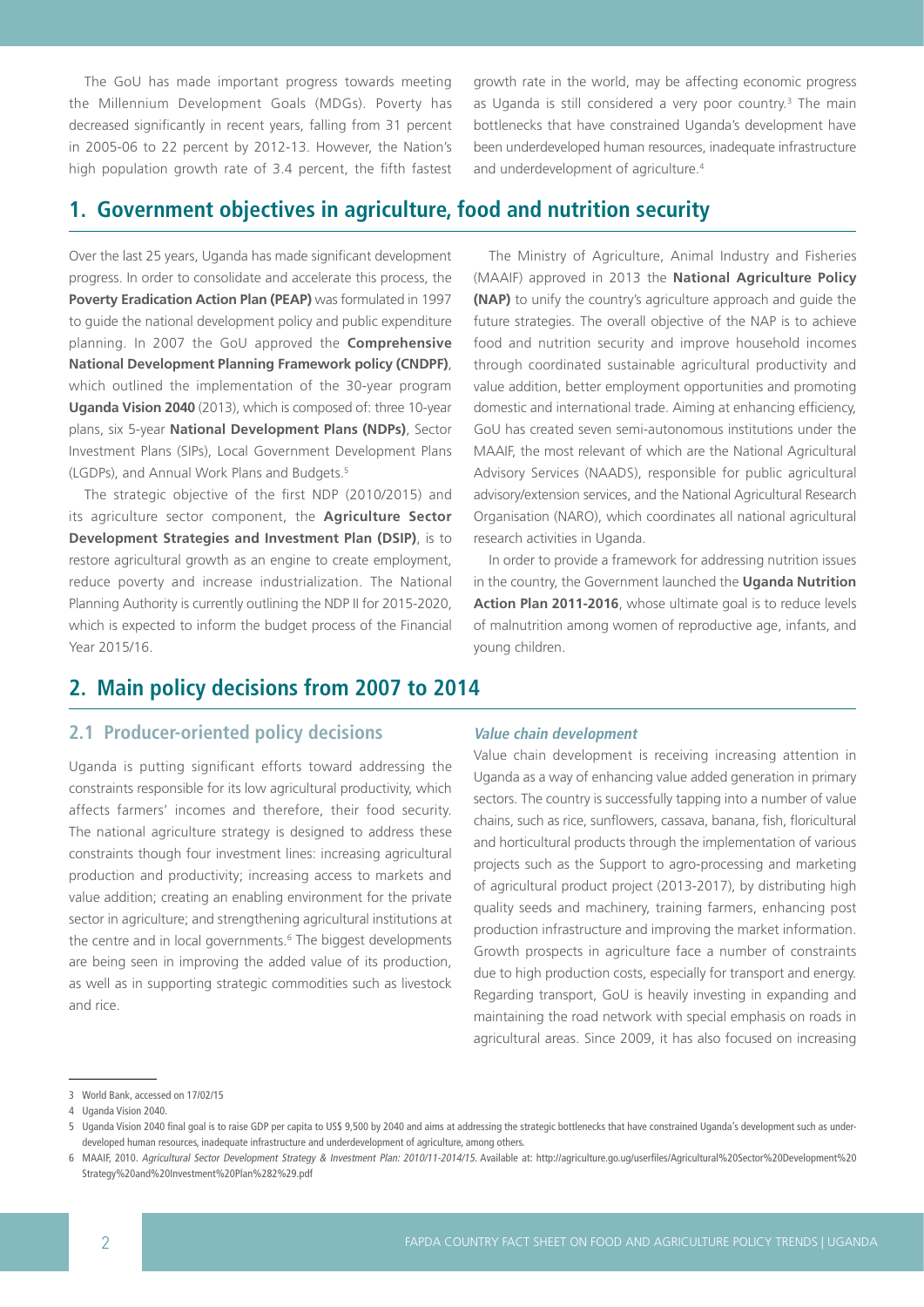The GoU has made important progress towards meeting the Millennium Development Goals (MDGs). Poverty has decreased significantly in recent years, falling from 31 percent in 2005-06 to 22 percent by 2012-13. However, the Nation's high population growth rate of 3.4 percent, the fifth fastest growth rate in the world, may be affecting economic progress as Uganda is still considered a very poor country.[3] The main bottlenecks that have constrained Uganda's development have been underdeveloped human resources, inadequate infrastructure and underdevelopment of agriculture.[4]

## 1. Government objectives in agriculture, food and nutrition security

Over the last 25 years, Uganda has made significant development progress. In order to consolidate and accelerate this process, the **Poverty Eradication Action Plan (PEAP)** was formulated in 1997 to guide the national development policy and public expenditure planning. In 2007 the GoU approved the **Comprehensive National Development Planning Framework policy (CNDPF)**, which outlined the implementation of the 30-year program **Uganda Vision 2040** (2013), which is composed of: three 10-year plans, six 5-year **National Development Plans (NDPs)**, Sector Investment Plans (SIPs), Local Government Development Plans (LGDPs), and Annual Work Plans and Budgets.[5]

The strategic objective of the first NDP (2010/2015) and its agriculture sector component, the **Agriculture Sector Development Strategies and Investment Plan (DSIP)**, is to restore agricultural growth as an engine to create employment, reduce poverty and increase industrialization. The National Planning Authority is currently outlining the NDP II for 2015-2020, which is expected to inform the budget process of the Financial Year 2015/16.

The Ministry of Agriculture, Animal Industry and Fisheries (MAAIF) approved in 2013 the **National Agriculture Policy (NAP)** to unify the country's agriculture approach and guide the future strategies. The overall objective of the NAP is to achieve food and nutrition security and improve household incomes through coordinated sustainable agricultural productivity and value addition, better employment opportunities and promoting domestic and international trade. Aiming at enhancing efficiency, GoU has created seven semi-autonomous institutions under the MAAIF, the most relevant of which are the National Agricultural Advisory Services (NAADS), responsible for public agricultural advisory/extension services, and the National Agricultural Research Organisation (NARO), which coordinates all national agricultural research activities in Uganda.

In order to provide a framework for addressing nutrition issues in the country, the Government launched the **Uganda Nutrition Action Plan 2011-2016**, whose ultimate goal is to reduce levels of malnutrition among women of reproductive age, infants, and young children.

## 2. Main policy decisions from 2007 to 2014

### 2.1 Producer-oriented policy decisions

Uganda is putting significant efforts toward addressing the constraints responsible for its low agricultural productivity, which affects farmers' incomes and therefore, their food security. The national agriculture strategy is designed to address these constraints though four investment lines: increasing agricultural production and productivity; increasing access to markets and value addition; creating an enabling environment for the private sector in agriculture; and strengthening agricultural institutions at the centre and in local governments.[6] The biggest developments are being seen in improving the added value of its production, as well as in supporting strategic commodities such as livestock and rice.

#### *Value chain development*

Value chain development is receiving increasing attention in Uganda as a way of enhancing value added generation in primary sectors. The country is successfully tapping into a number of value chains, such as rice, sunflowers, cassava, banana, fish, floricultural and horticultural products through the implementation of various projects such as the Support to agro-processing and marketing of agricultural product project (2013-2017), by distributing high quality seeds and machinery, training farmers, enhancing post production infrastructure and improving the market information. Growth prospects in agriculture face a number of constraints due to high production costs, especially for transport and energy. Regarding transport, GoU is heavily investing in expanding and maintaining the road network with special emphasis on roads in agricultural areas. Since 2009, it has also focused on increasing

---

3 World Bank, accessed on 17/02/15

4 Uganda Vision 2040.

5 Uganda Vision 2040 final goal is to raise GDP per capita to US$ 9,500 by 2040 and aims at addressing the strategic bottlenecks that have constrained Uganda's development such as under-developed human resources, inadequate infrastructure and underdevelopment of agriculture, among others.

6 MAAIF, 2010. *Agricultural Sector Development Strategy & Investment Plan: 2010/11-2014/15.* Available at: http://agriculture.go.ug/userfiles/Agricultural%20Sector%20Development%20Strategy%20and%20Investment%20Plan%282%29.pdf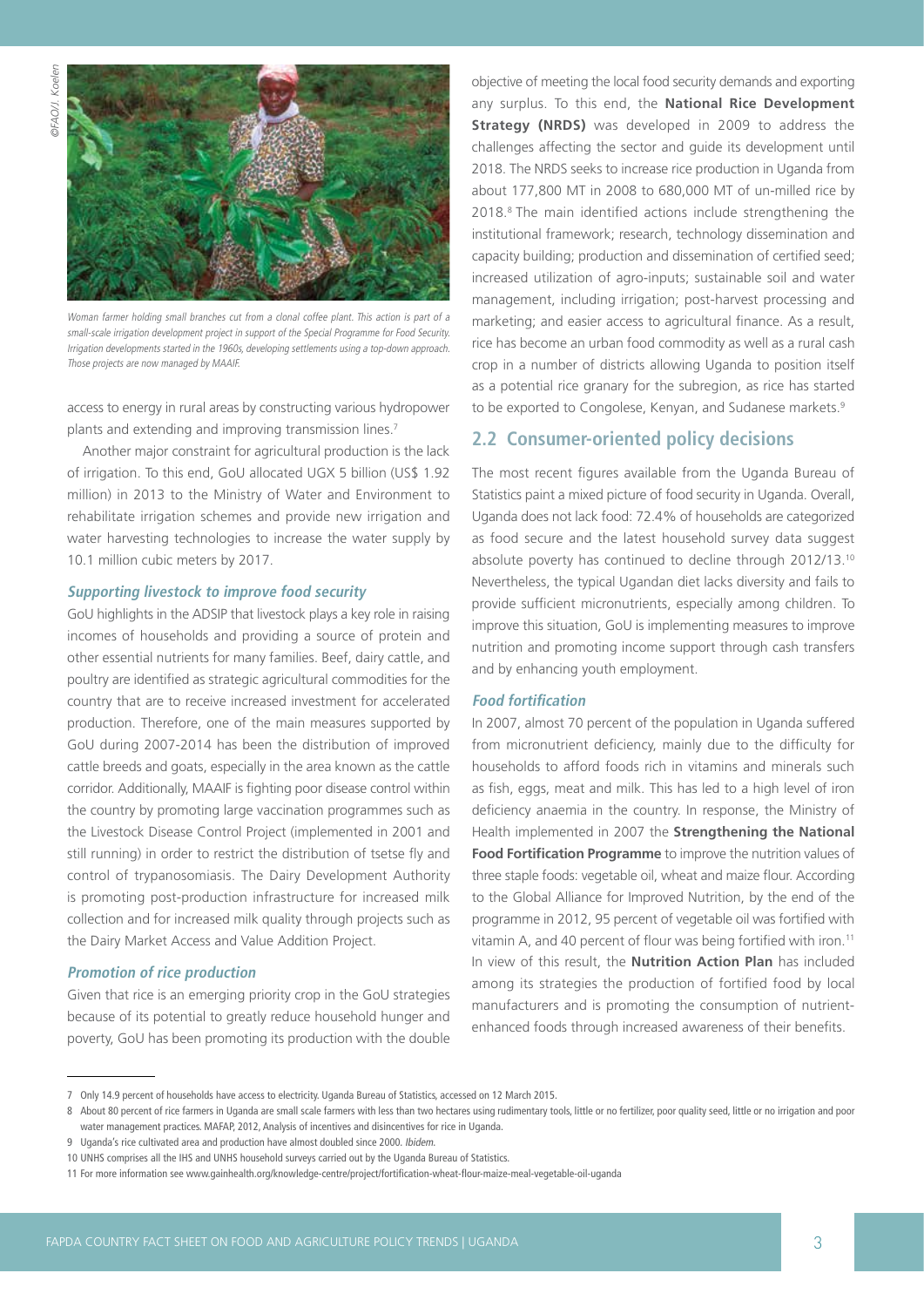*Woman farmer holding small branches cut from a clonal coffee plant. This action is part of a small-scale irrigation development project in support of the Special Programme for Food Security. Irrigation developments started in the 1960s, developing settlements using a top-down approach. Those projects are now managed by MAAIF.*

access to energy in rural areas by constructing various hydropower plants and extending and improving transmission lines.[7]

Another major constraint for agricultural production is the lack of irrigation. To this end, GoU allocated UGX 5 billion (US$ 1.92 million) in 2013 to the Ministry of Water and Environment to rehabilitate irrigation schemes and provide new irrigation and water harvesting technologies to increase the water supply by 10.1 million cubic meters by 2017.

### *Supporting livestock to improve food security*

GoU highlights in the ADSIP that livestock plays a key role in raising incomes of households and providing a source of protein and other essential nutrients for many families. Beef, dairy cattle, and poultry are identified as strategic agricultural commodities for the country that are to receive increased investment for accelerated production. Therefore, one of the main measures supported by GoU during 2007-2014 has been the distribution of improved cattle breeds and goats, especially in the area known as the cattle corridor. Additionally, MAAIF is fighting poor disease control within the country by promoting large vaccination programmes such as the Livestock Disease Control Project (implemented in 2001 and still running) in order to restrict the distribution of tsetse fly and control of trypanosomiasis. The Dairy Development Authority is promoting post-production infrastructure for increased milk collection and for increased milk quality through projects such as the Dairy Market Access and Value Addition Project.

### *Promotion of rice production*

Given that rice is an emerging priority crop in the GoU strategies because of its potential to greatly reduce household hunger and poverty, GoU has been promoting its production with the double objective of meeting the local food security demands and exporting any surplus. To this end, the **National Rice Development Strategy (NRDS)** was developed in 2009 to address the challenges affecting the sector and guide its development until 2018. The NRDS seeks to increase rice production in Uganda from about 177,800 MT in 2008 to 680,000 MT of un-milled rice by 2018.[8] The main identified actions include strengthening the institutional framework; research, technology dissemination and capacity building; production and dissemination of certified seed; increased utilization of agro-inputs; sustainable soil and water management, including irrigation; post-harvest processing and marketing; and easier access to agricultural finance. As a result, rice has become an urban food commodity as well as a rural cash crop in a number of districts allowing Uganda to position itself as a potential rice granary for the subregion, as rice has started to be exported to Congolese, Kenyan, and Sudanese markets.[9]

## 2.2 Consumer-oriented policy decisions

The most recent figures available from the Uganda Bureau of Statistics paint a mixed picture of food security in Uganda. Overall, Uganda does not lack food: 72.4% of households are categorized as food secure and the latest household survey data suggest absolute poverty has continued to decline through 2012/13.[10] Nevertheless, the typical Ugandan diet lacks diversity and fails to provide sufficient micronutrients, especially among children. To improve this situation, GoU is implementing measures to improve nutrition and promoting income support through cash transfers and by enhancing youth employment.

### *Food fortification*

In 2007, almost 70 percent of the population in Uganda suffered from micronutrient deficiency, mainly due to the difficulty for households to afford foods rich in vitamins and minerals such as fish, eggs, meat and milk. This has led to a high level of iron deficiency anaemia in the country. In response, the Ministry of Health implemented in 2007 the **Strengthening the National Food Fortification Programme** to improve the nutrition values of three staple foods: vegetable oil, wheat and maize flour. According to the Global Alliance for Improved Nutrition, by the end of the programme in 2012, 95 percent of vegetable oil was fortified with vitamin A, and 40 percent of flour was being fortified with iron.[11] In view of this result, the **Nutrition Action Plan** has included among its strategies the production of fortified food by local manufacturers and is promoting the consumption of nutrient-enhanced foods through increased awareness of their benefits.

---

7 Only 14.9 percent of households have access to electricity. Uganda Bureau of Statistics, accessed on 12 March 2015.

8 About 80 percent of rice farmers in Uganda are small scale farmers with less than two hectares using rudimentary tools, little or no fertilizer, poor quality seed, little or no irrigation and poor water management practices. MAFAP, 2012, Analysis of incentives and disincentives for rice in Uganda.

9 Uganda's rice cultivated area and production have almost doubled since 2000. *Ibidem.*

10 UNHS comprises all the IHS and UNHS household surveys carried out by the Uganda Bureau of Statistics.

11 For more information see www.gainhealth.org/knowledge-centre/project/fortification-wheat-flour-maize-meal-vegetable-oil-uganda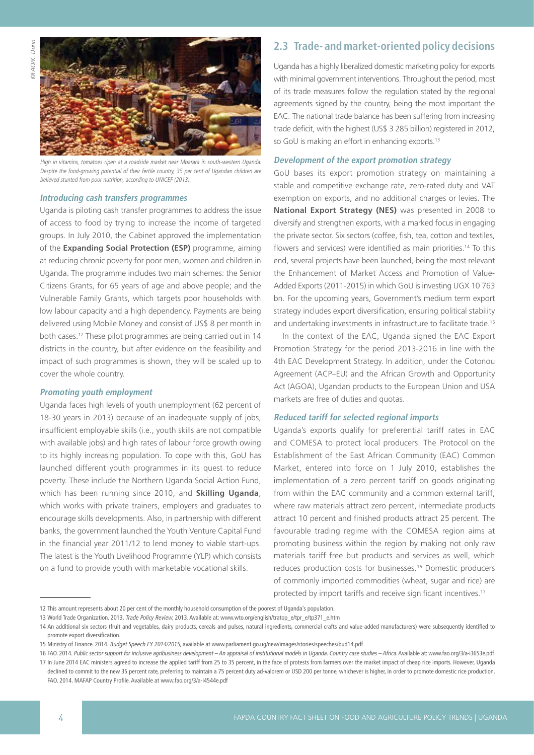©FAO/K. Dunn

*High in vitamins, tomatoes ripen at a roadside market near Mbarara in south-western Uganda. Despite the food-growing potential of their fertile country, 35 per cent of Ugandan children are believed stunted from poor nutrition, according to UNICEF (2013).*

### *Introducing cash transfers programmes*

Uganda is piloting cash transfer programmes to address the issue of access to food by trying to increase the income of targeted groups. In July 2010, the Cabinet approved the implementation of the **Expanding Social Protection (ESP)** programme, aiming at reducing chronic poverty for poor men, women and children in Uganda. The programme includes two main schemes: the Senior Citizens Grants, for 65 years of age and above people; and the Vulnerable Family Grants, which targets poor households with low labour capacity and a high dependency. Payments are being delivered using Mobile Money and consist of US$ 8 per month in both cases.[12] These pilot programmes are being carried out in 14 districts in the country, but after evidence on the feasibility and impact of such programmes is shown, they will be scaled up to cover the whole country.

### *Promoting youth employment*

Uganda faces high levels of youth unemployment (62 percent of 18-30 years in 2013) because of an inadequate supply of jobs, insufficient employable skills (i.e., youth skills are not compatible with available jobs) and high rates of labour force growth owing to its highly increasing population. To cope with this, GoU has launched different youth programmes in its quest to reduce poverty. These include the Northern Uganda Social Action Fund, which has been running since 2010, and **Skilling Uganda**, which works with private trainers, employers and graduates to encourage skills developments. Also, in partnership with different banks, the government launched the Youth Venture Capital Fund in the financial year 2011/12 to lend money to viable start-ups. The latest is the Youth Livelihood Programme (YLP) which consists on a fund to provide youth with marketable vocational skills.

## 2.3 Trade- and market-oriented policy decisions

Uganda has a highly liberalized domestic marketing policy for exports with minimal government interventions. Throughout the period, most of its trade measures follow the regulation stated by the regional agreements signed by the country, being the most important the EAC. The national trade balance has been suffering from increasing trade deficit, with the highest (US$ 3 285 billion) registered in 2012, so GoU is making an effort in enhancing exports.[13]

### *Development of the export promotion strategy*

GoU bases its export promotion strategy on maintaining a stable and competitive exchange rate, zero-rated duty and VAT exemption on exports, and no additional charges or levies. The **National Export Strategy (NES)** was presented in 2008 to diversify and strengthen exports, with a marked focus in engaging the private sector. Six sectors (coffee, fish, tea, cotton and textiles, flowers and services) were identified as main priorities.[14] To this end, several projects have been launched, being the most relevant the Enhancement of Market Access and Promotion of Value-Added Exports (2011-2015) in which GoU is investing UGX 10 763 bn. For the upcoming years, Government's medium term export strategy includes export diversification, ensuring political stability and undertaking investments in infrastructure to facilitate trade.[15]

In the context of the EAC, Uganda signed the EAC Export Promotion Strategy for the period 2013-2016 in line with the 4th EAC Development Strategy. In addition, under the Cotonou Agreement (ACP–EU) and the African Growth and Opportunity Act (AGOA), Ugandan products to the European Union and USA markets are free of duties and quotas.

### *Reduced tariff for selected regional imports*

Uganda's exports qualify for preferential tariff rates in EAC and COMESA to protect local producers. The Protocol on the Establishment of the East African Community (EAC) Common Market, entered into force on 1 July 2010, establishes the implementation of a zero percent tariff on goods originating from within the EAC community and a common external tariff, where raw materials attract zero percent, intermediate products attract 10 percent and finished products attract 25 percent. The favourable trading regime with the COMESA region aims at promoting business within the region by making not only raw materials tariff free but products and services as well, which reduces production costs for businesses.[16] Domestic producers of commonly imported commodities (wheat, sugar and rice) are protected by import tariffs and receive significant incentives.[17]

---

12 This amount represents about 20 per cent of the monthly household consumption of the poorest of Uganda's population.

13 World Trade Organization. 2013. *Trade Policy Review*, 2013. Available at: www.wto.org/english/tratop_e/tpr_e/tp371_e.htm

14 An additional six sectors (fruit and vegetables, dairy products, cereals and pulses, natural ingredients, commercial crafts and value-added manufacturers) were subsequently identified to promote export diversification.

15 Ministry of Finance. 2014. *Budget Speech FY 2014/2015*, available at www.parliament.go.ug/new/images/stories/speeches/bud14.pdf

16 FAO. 2014. *Public sector support for inclusive agribusiness development – An appraisal of institutional models in Uganda. Country case studies – Africa.* Available at: www.fao.org/3/a-i3653e.pdf

17 In June 2014 EAC ministers agreed to increase the applied tariff from 25 to 35 percent, in the face of protests from farmers over the market impact of cheap rice imports. However, Uganda declined to commit to the new 35 percent rate, preferring to maintain a 75 percent duty ad-valorem or USD 200 per tonne, whichever is higher, in order to promote domestic rice production. FAO. 2014. MAFAP Country Profile. Available at www.fao.org/3/a-i4544e.pdf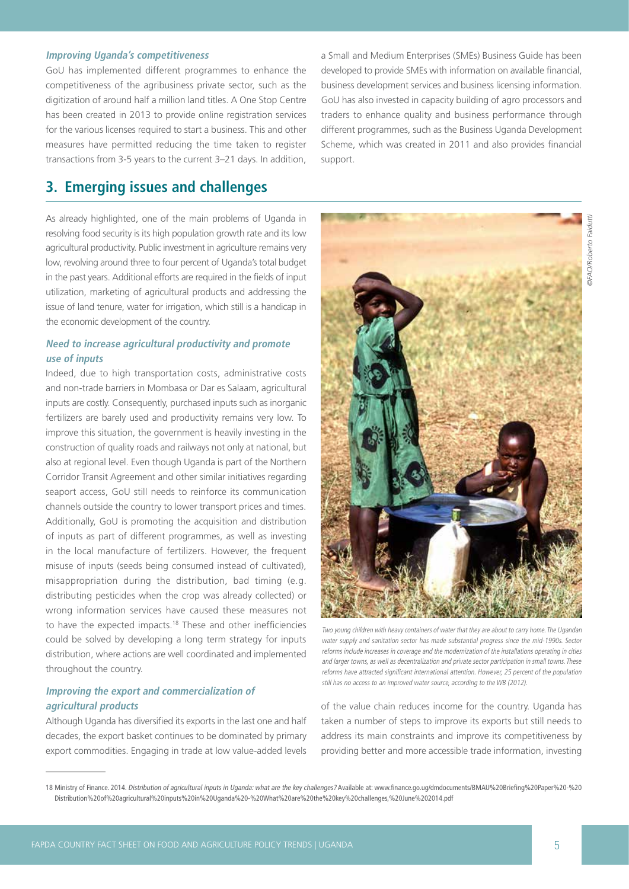***Improving Uganda's competitiveness***

GoU has implemented different programmes to enhance the competitiveness of the agribusiness private sector, such as the digitization of around half a million land titles. A One Stop Centre has been created in 2013 to provide online registration services for the various licenses required to start a business. This and other measures have permitted reducing the time taken to register transactions from 3-5 years to the current 3–21 days. In addition, a Small and Medium Enterprises (SMEs) Business Guide has been developed to provide SMEs with information on available financial, business development services and business licensing information. GoU has also invested in capacity building of agro processors and traders to enhance quality and business performance through different programmes, such as the Business Uganda Development Scheme, which was created in 2011 and also provides financial support.

## 3. Emerging issues and challenges

As already highlighted, one of the main problems of Uganda in resolving food security is its high population growth rate and its low agricultural productivity. Public investment in agriculture remains very low, revolving around three to four percent of Uganda's total budget in the past years. Additional efforts are required in the fields of input utilization, marketing of agricultural products and addressing the issue of land tenure, water for irrigation, which still is a handicap in the economic development of the country.

***Need to increase agricultural productivity and promote use of inputs***

Indeed, due to high transportation costs, administrative costs and non-trade barriers in Mombasa or Dar es Salaam, agricultural inputs are costly. Consequently, purchased inputs such as inorganic fertilizers are barely used and productivity remains very low. To improve this situation, the government is heavily investing in the construction of quality roads and railways not only at national, but also at regional level. Even though Uganda is part of the Northern Corridor Transit Agreement and other similar initiatives regarding seaport access, GoU still needs to reinforce its communication channels outside the country to lower transport prices and times. Additionally, GoU is promoting the acquisition and distribution of inputs as part of different programmes, as well as investing in the local manufacture of fertilizers. However, the frequent misuse of inputs (seeds being consumed instead of cultivated), misappropriation during the distribution, bad timing (e.g. distributing pesticides when the crop was already collected) or wrong information services have caused these measures not to have the expected impacts.[18] These and other inefficiencies could be solved by developing a long term strategy for inputs distribution, where actions are well coordinated and implemented throughout the country.

©FAO/Roberto Faidutti

*Two young children with heavy containers of water that they are about to carry home. The Ugandan water supply and sanitation sector has made substantial progress since the mid-1990s. Sector reforms include increases in coverage and the modernization of the installations operating in cities and larger towns, as well as decentralization and private sector participation in small towns. These reforms have attracted significant international attention. However, 25 percent of the population still has no access to an improved water source, according to the WB (2012).*

***Improving the export and commercialization of agricultural products***

Although Uganda has diversified its exports in the last one and half decades, the export basket continues to be dominated by primary export commodities. Engaging in trade at low value-added levels of the value chain reduces income for the country. Uganda has taken a number of steps to improve its exports but still needs to address its main constraints and improve its competitiveness by providing better and more accessible trade information, investing

18 Ministry of Finance. 2014. *Distribution of agricultural inputs in Uganda: what are the key challenges?* Available at: www.finance.go.ug/dmdocuments/BMAU%20Briefing%20Paper%20-%20Distribution%20of%20agricultural%20inputs%20in%20Uganda%20-%20What%20are%20the%20key%20challenges,%20June%202014.pdf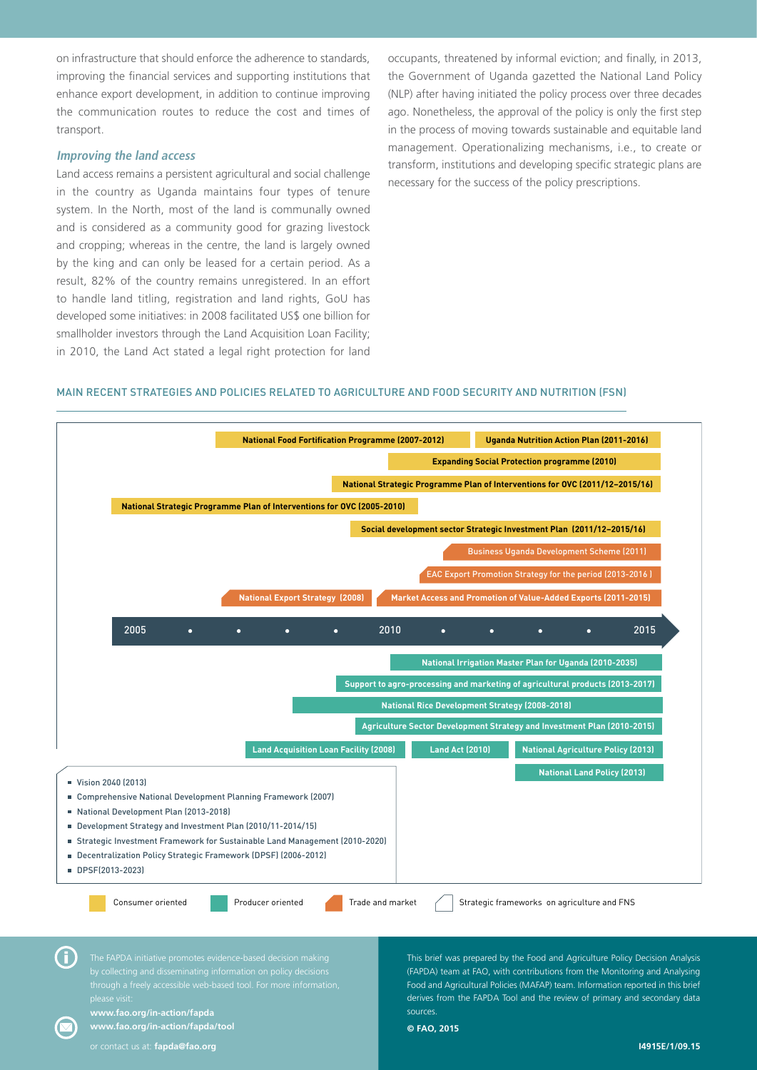on infrastructure that should enforce the adherence to standards, improving the financial services and supporting institutions that enhance export development, in addition to continue improving the communication routes to reduce the cost and times of transport.

### *Improving the land access*

Land access remains a persistent agricultural and social challenge in the country as Uganda maintains four types of tenure system. In the North, most of the land is communally owned and is considered as a community good for grazing livestock and cropping; whereas in the centre, the land is largely owned by the king and can only be leased for a certain period. As a result, 82% of the country remains unregistered. In an effort to handle land titling, registration and land rights, GoU has developed some initiatives: in 2008 facilitated US$ one billion for smallholder investors through the Land Acquisition Loan Facility; in 2010, the Land Act stated a legal right protection for land occupants, threatened by informal eviction; and finally, in 2013, the Government of Uganda gazetted the National Land Policy (NLP) after having initiated the policy process over three decades ago. Nonetheless, the approval of the policy is only the first step in the process of moving towards sustainable and equitable land management. Operationalizing mechanisms, i.e., to create or transform, institutions and developing specific strategic plans are necessary for the success of the policy prescriptions.

## MAIN RECENT STRATEGIES AND POLICIES RELATED TO AGRICULTURE AND FOOD SECURITY AND NUTRITION (FSN)

National Food Fortification Programme (2007-2012)
Uganda Nutrition Action Plan (2011-2016)
Expanding Social Protection programme (2010)
National Strategic Programme Plan of Interventions for OVC (2011/12–2015/16)
National Strategic Programme Plan of Interventions for OVC (2005-2010)
Social development sector Strategic Investment Plan (2011/12–2015/16)
Business Uganda Development Scheme (2011)
EAC Export Promotion Strategy for the period (2013-2016 )
National Export Strategy (2008)
Market Access and Promotion of Value-Added Exports (2011-2015)

2005 2010 2015

National Irrigation Master Plan for Uganda (2010-2035)
Support to agro-processing and marketing of agricultural products (2013-2017)
National Rice Development Strategy (2008-2018)
Agriculture Sector Development Strategy and Investment Plan (2010-2015)
Land Acquisition Loan Facility (2008)
Land Act (2010)
National Agriculture Policy (2013)
National Land Policy (2013)

- Vision 2040 (2013)
- Comprehensive National Development Planning Framework (2007)
- National Development Plan (2013-2018)
- Development Strategy and Investment Plan (2010/11-2014/15)
- Strategic Investment Framework for Sustainable Land Management (2010-2020)
- Decentralization Policy Strategic Framework (DPSF) (2006-2012)
- DPSF(2013-2023)

Consumer oriented
Producer oriented
Trade and market
Strategic frameworks on agriculture and FNS

The FAPDA initiative promotes evidence-based decision making by collecting and disseminating information on policy decisions through a freely accessible web-based tool. For more information, please visit:

**www.fao.org/in-action/fapda**
**www.fao.org/in-action/fapda/tool**

or contact us at: **fapda@fao.org**

This brief was prepared by the Food and Agriculture Policy Decision Analysis (FAPDA) team at FAO, with contributions from the Monitoring and Analysing Food and Agricultural Policies (MAFAP) team. Information reported in this brief derives from the FAPDA Tool and the review of primary and secondary data sources.

**© FAO, 2015**

**I4915E/1/09.15**